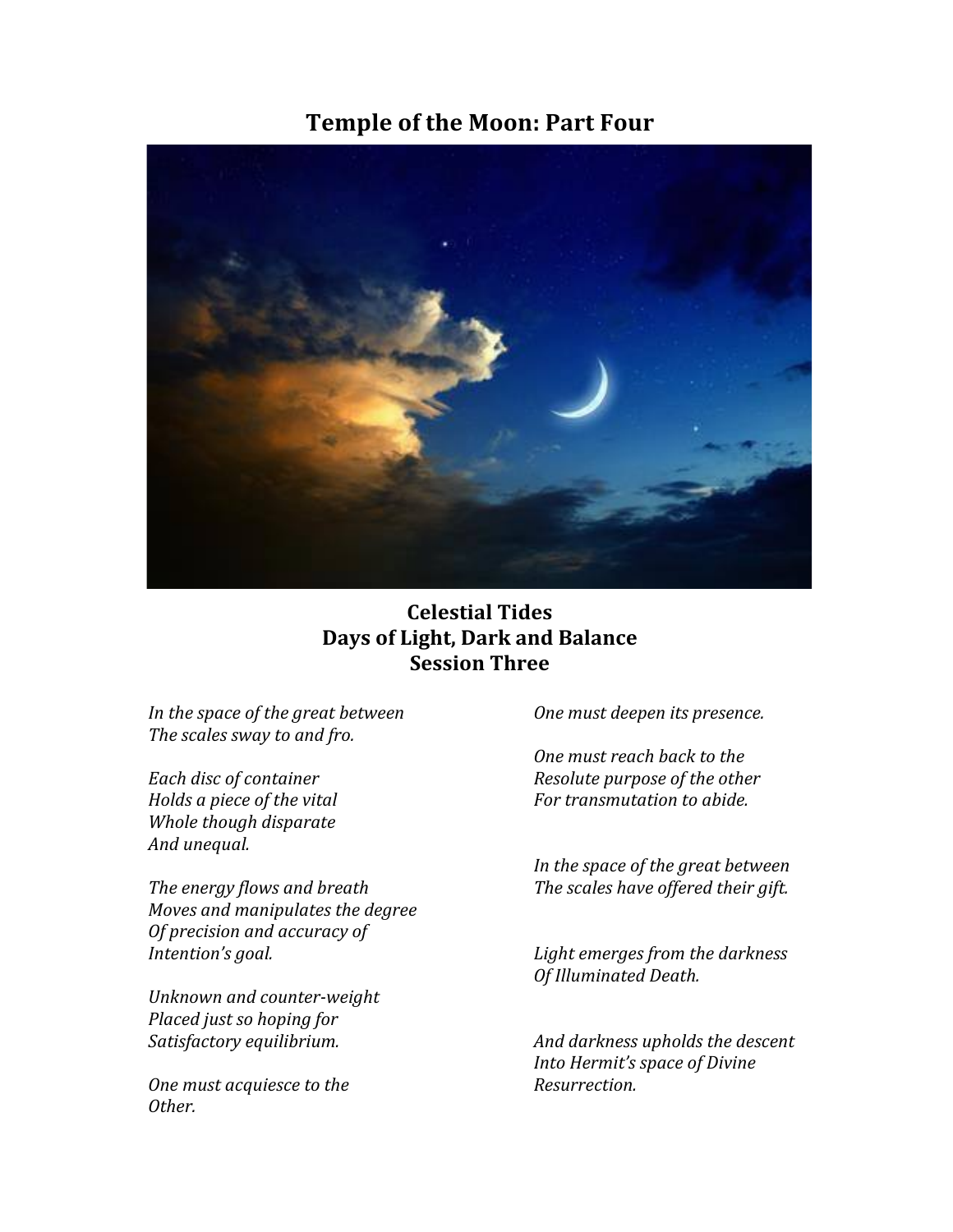# Temple of the Moon: Part Four

## Celestial Tides
## Days of Light, Dark and Balance
## Session Three

*In the space of the great between*
*The scales sway to and fro.*

*Each disc of container*
*Holds a piece of the vital*
*Whole though disparate*
*And unequal.*

*The energy flows and breath*
*Moves and manipulates the degree*
*Of precision and accuracy of*
*Intention's goal.*

*Unknown and counter-weight*
*Placed just so hoping for*
*Satisfactory equilibrium.*

*One must acquiesce to the*
*Other.*

*One must deepen its presence.*

*One must reach back to the*
*Resolute purpose of the other*
*For transmutation to abide.*

*In the space of the great between*
*The scales have offered their gift.*

*Light emerges from the darkness*
*Of Illuminated Death.*

*And darkness upholds the descent*
*Into Hermit's space of Divine*
*Resurrection.*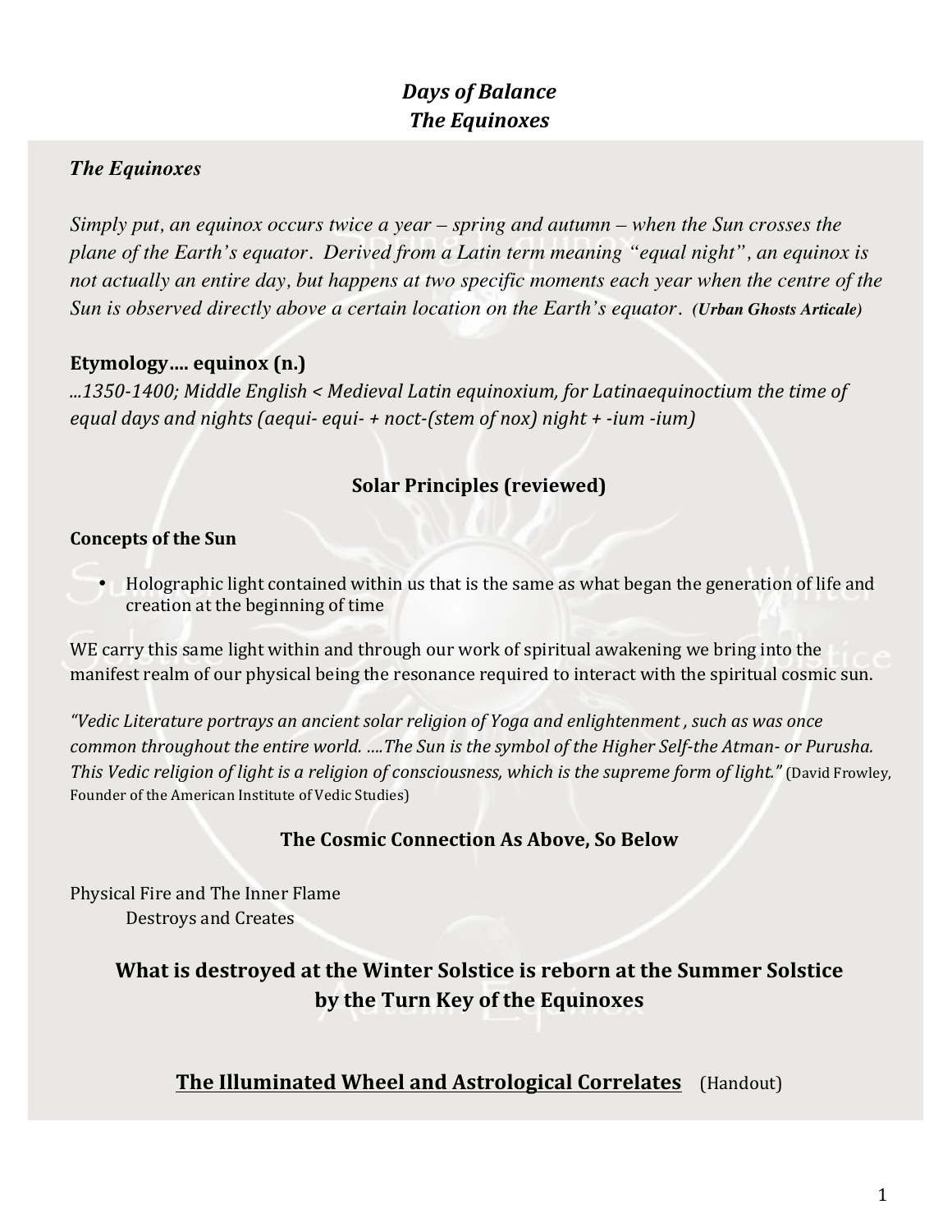# *Days of Balance*
# *The Equinoxes*

### *The Equinoxes*

*Simply put, an equinox occurs twice a year – spring and autumn – when the Sun crosses the plane of the Earth's equator. Derived from a Latin term meaning "equal night", an equinox is not actually an entire day, but happens at two specific moments each year when the centre of the Sun is observed directly above a certain location on the Earth's equator.* ***(Urban Ghosts Articale)***

### Etymology…. equinox (n.)

*...1350-1400; Middle English < Medieval Latin equinoxium, for Latinaequinoctium the time of equal days and nights (aequi- equi- + noct-(stem of nox) night + -ium -ium)*

## Solar Principles (reviewed)

### Concepts of the Sun

- Holographic light contained within us that is the same as what began the generation of life and creation at the beginning of time

WE carry this same light within and through our work of spiritual awakening we bring into the manifest realm of our physical being the resonance required to interact with the spiritual cosmic sun.

*"Vedic Literature portrays an ancient solar religion of Yoga and enlightenment , such as was once common throughout the entire world. ….The Sun is the symbol of the Higher Self-the Atman- or Purusha. This Vedic religion of light is a religion of consciousness, which is the supreme form of light."* (David Frowley, Founder of the American Institute of Vedic Studies)

## The Cosmic Connection As Above, So Below

Physical Fire and The Inner Flame
    Destroys and Creates

## What is destroyed at the Winter Solstice is reborn at the Summer Solstice by the Turn Key of the Equinoxes

## <u>The Illuminated Wheel and Astrological Correlates</u> (Handout)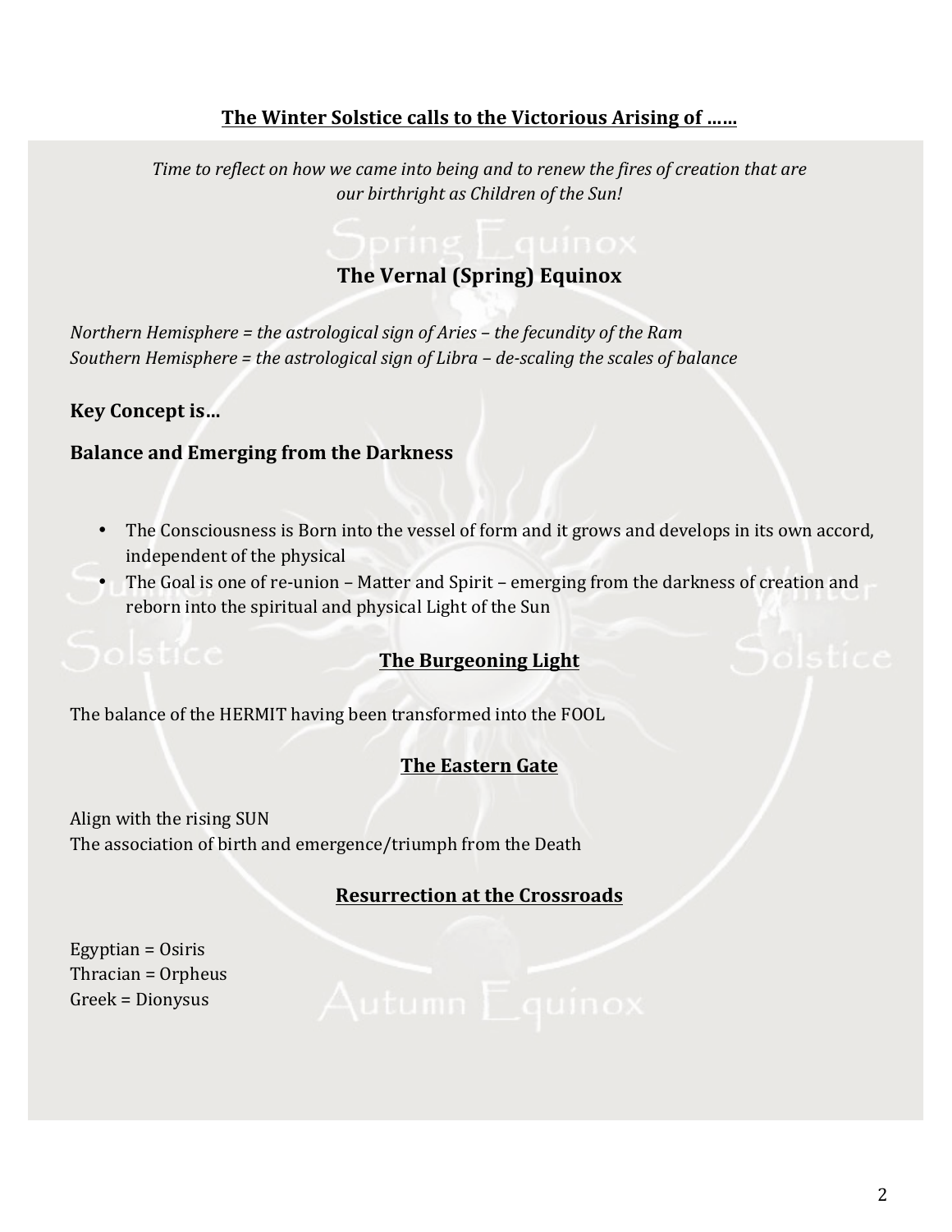**The Winter Solstice calls to the Victorious Arising of ……**

*Time to reflect on how we came into being and to renew the fires of creation that are our birthright as Children of the Sun!*

## The Vernal (Spring) Equinox

*Northern Hemisphere = the astrological sign of Aries – the fecundity of the Ram*
*Southern Hemisphere = the astrological sign of Libra – de-scaling the scales of balance*

**Key Concept is…**

**Balance and Emerging from the Darkness**

- The Consciousness is Born into the vessel of form and it grows and develops in its own accord, independent of the physical
- The Goal is one of re-union – Matter and Spirit – emerging from the darkness of creation and reborn into the spiritual and physical Light of the Sun

**The Burgeoning Light**

The balance of the HERMIT having been transformed into the FOOL

**The Eastern Gate**

Align with the rising SUN
The association of birth and emergence/triumph from the Death

**Resurrection at the Crossroads**

Egyptian = Osiris
Thracian = Orpheus
Greek = Dionysus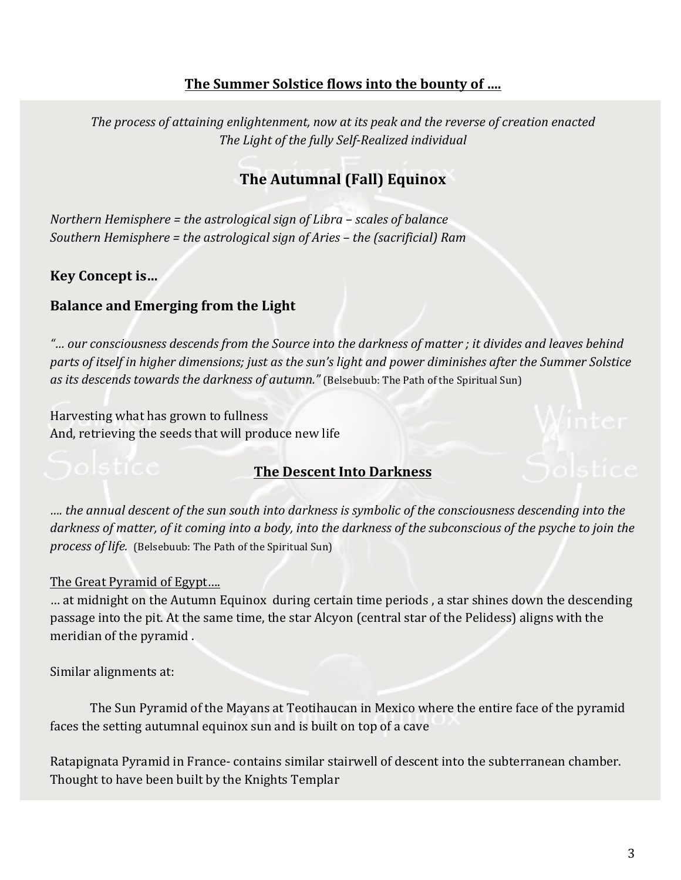**The Summer Solstice flows into the bounty of ….**

*The process of attaining enlightenment, now at its peak and the reverse of creation enacted*
*The Light of the fully Self-Realized individual*

## The Autumnal (Fall) Equinox

*Northern Hemisphere = the astrological sign of Libra – scales of balance*
*Southern Hemisphere = the astrological sign of Aries – the (sacrificial) Ram*

### Key Concept is…

### Balance and Emerging from the Light

*"… our consciousness descends from the Source into the darkness of matter ; it divides and leaves behind parts of itself in higher dimensions; just as the sun's light and power diminishes after the Summer Solstice as its descends towards the darkness of autumn."* (Belsebuub: The Path of the Spiritual Sun)

Harvesting what has grown to fullness
And, retrieving the seeds that will produce new life

**The Descent Into Darkness**

*…. the annual descent of the sun south into darkness is symbolic of the consciousness descending into the darkness of matter, of it coming into a body, into the darkness of the subconscious of the psyche to join the process of life.* (Belsebuub: The Path of the Spiritual Sun)

The Great Pyramid of Egypt….
… at midnight on the Autumn Equinox during certain time periods , a star shines down the descending passage into the pit. At the same time, the star Alcyon (central star of the Pelidess) aligns with the meridian of the pyramid .

Similar alignments at:

The Sun Pyramid of the Mayans at Teotihaucan in Mexico where the entire face of the pyramid faces the setting autumnal equinox sun and is built on top of a cave

Ratapignata Pyramid in France- contains similar stairwell of descent into the subterranean chamber. Thought to have been built by the Knights Templar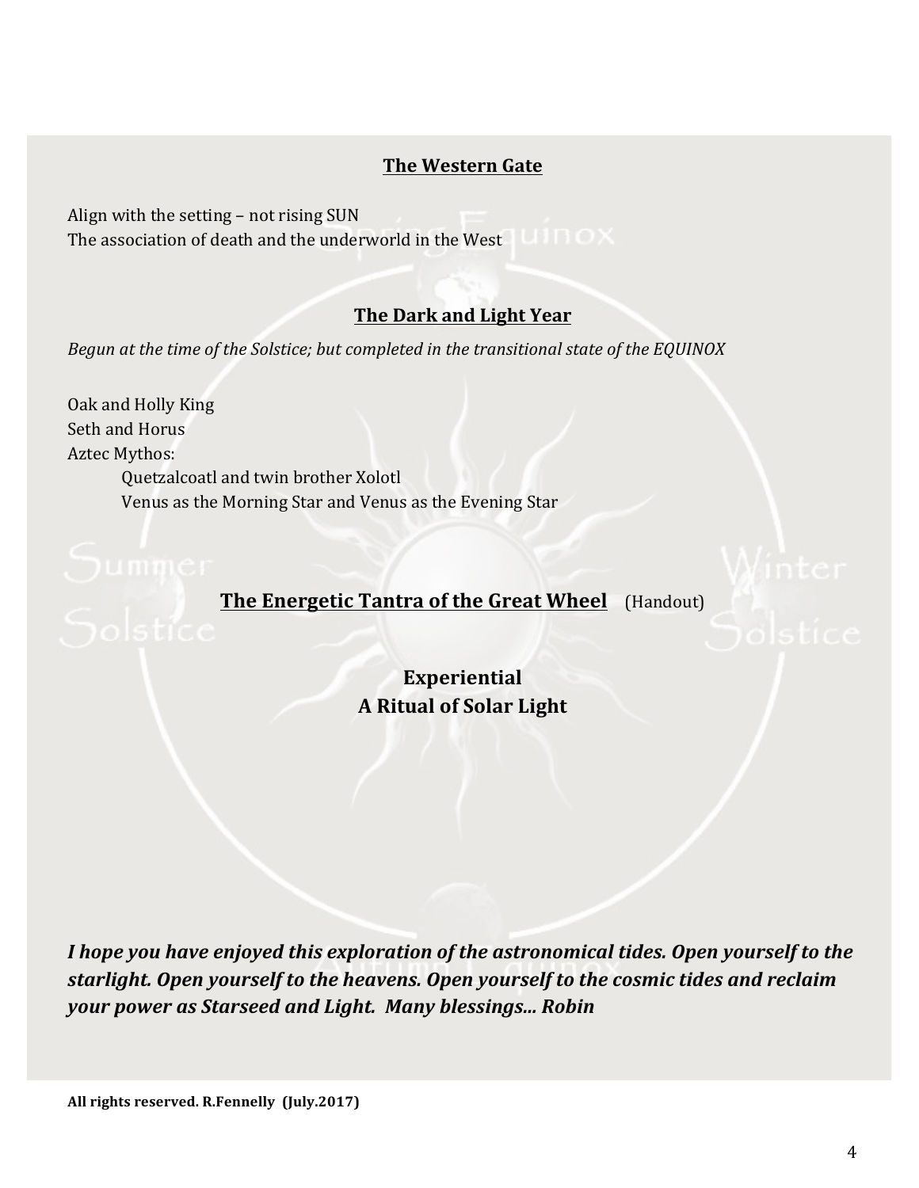**The Western Gate**

Align with the setting – not rising SUN
The association of death and the underworld in the West

**The Dark and Light Year**

*Begun at the time of the Solstice; but completed in the transitional state of the EQUINOX*

Oak and Holly King
Seth and Horus
Aztec Mythos:

Quetzalcoatl and twin brother Xolotl
Venus as the Morning Star and Venus as the Evening Star

**The Energetic Tantra of the Great Wheel** (Handout)

**Experiential**
**A Ritual of Solar Light**

***I hope you have enjoyed this exploration of the astronomical tides. Open yourself to the starlight. Open yourself to the heavens. Open yourself to the cosmic tides and reclaim your power as Starseed and Light. Many blessings... Robin***

**All rights reserved. R.Fennelly (July.2017)**